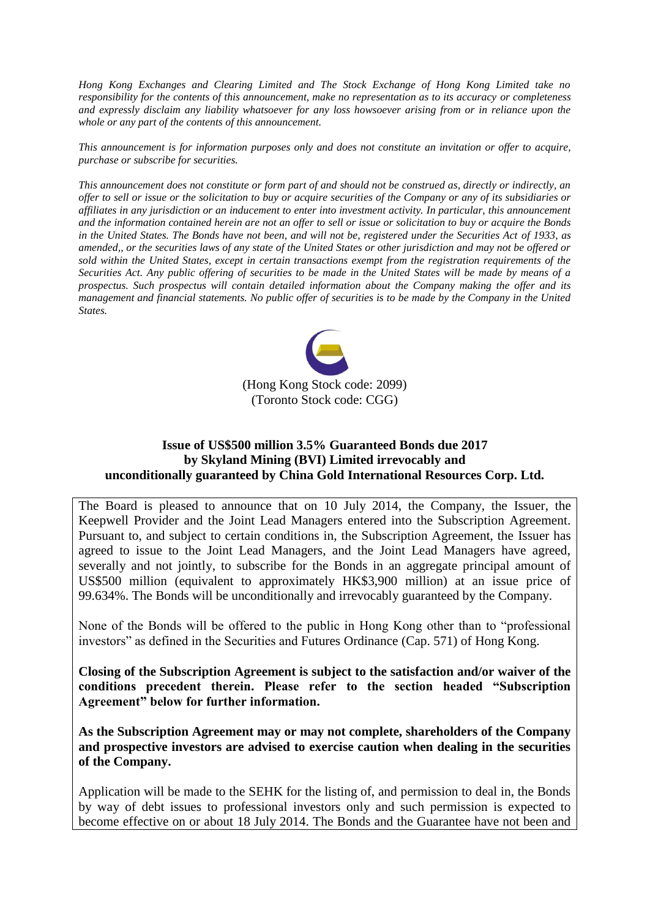*Hong Kong Exchanges and Clearing Limited and The Stock Exchange of Hong Kong Limited take no responsibility for the contents of this announcement, make no representation as to its accuracy or completeness and expressly disclaim any liability whatsoever for any loss howsoever arising from or in reliance upon the whole or any part of the contents of this announcement.*

*This announcement is for information purposes only and does not constitute an invitation or offer to acquire, purchase or subscribe for securities.*

*This announcement does not constitute or form part of and should not be construed as, directly or indirectly, an offer to sell or issue or the solicitation to buy or acquire securities of the Company or any of its subsidiaries or affiliates in any jurisdiction or an inducement to enter into investment activity. In particular, this announcement and the information contained herein are not an offer to sell or issue or solicitation to buy or acquire the Bonds in the United States. The Bonds have not been, and will not be, registered under the Securities Act of 1933, as amended,, or the securities laws of any state of the United States or other jurisdiction and may not be offered or sold within the United States, except in certain transactions exempt from the registration requirements of the Securities Act. Any public offering of securities to be made in the United States will be made by means of a prospectus. Such prospectus will contain detailed information about the Company making the offer and its management and financial statements. No public offer of securities is to be made by the Company in the United States.*

(Hong Kong Stock code: 2099)
(Toronto Stock code: CGG)

**Issue of US$500 million 3.5% Guaranteed Bonds due 2017 by Skyland Mining (BVI) Limited irrevocably and unconditionally guaranteed by China Gold International Resources Corp. Ltd.**

The Board is pleased to announce that on 10 July 2014, the Company, the Issuer, the Keepwell Provider and the Joint Lead Managers entered into the Subscription Agreement. Pursuant to, and subject to certain conditions in, the Subscription Agreement, the Issuer has agreed to issue to the Joint Lead Managers, and the Joint Lead Managers have agreed, severally and not jointly, to subscribe for the Bonds in an aggregate principal amount of US$500 million (equivalent to approximately HK$3,900 million) at an issue price of 99.634%. The Bonds will be unconditionally and irrevocably guaranteed by the Company.

None of the Bonds will be offered to the public in Hong Kong other than to "professional investors" as defined in the Securities and Futures Ordinance (Cap. 571) of Hong Kong.

**Closing of the Subscription Agreement is subject to the satisfaction and/or waiver of the conditions precedent therein. Please refer to the section headed "Subscription Agreement" below for further information.**

**As the Subscription Agreement may or may not complete, shareholders of the Company and prospective investors are advised to exercise caution when dealing in the securities of the Company.**

Application will be made to the SEHK for the listing of, and permission to deal in, the Bonds by way of debt issues to professional investors only and such permission is expected to become effective on or about 18 July 2014. The Bonds and the Guarantee have not been and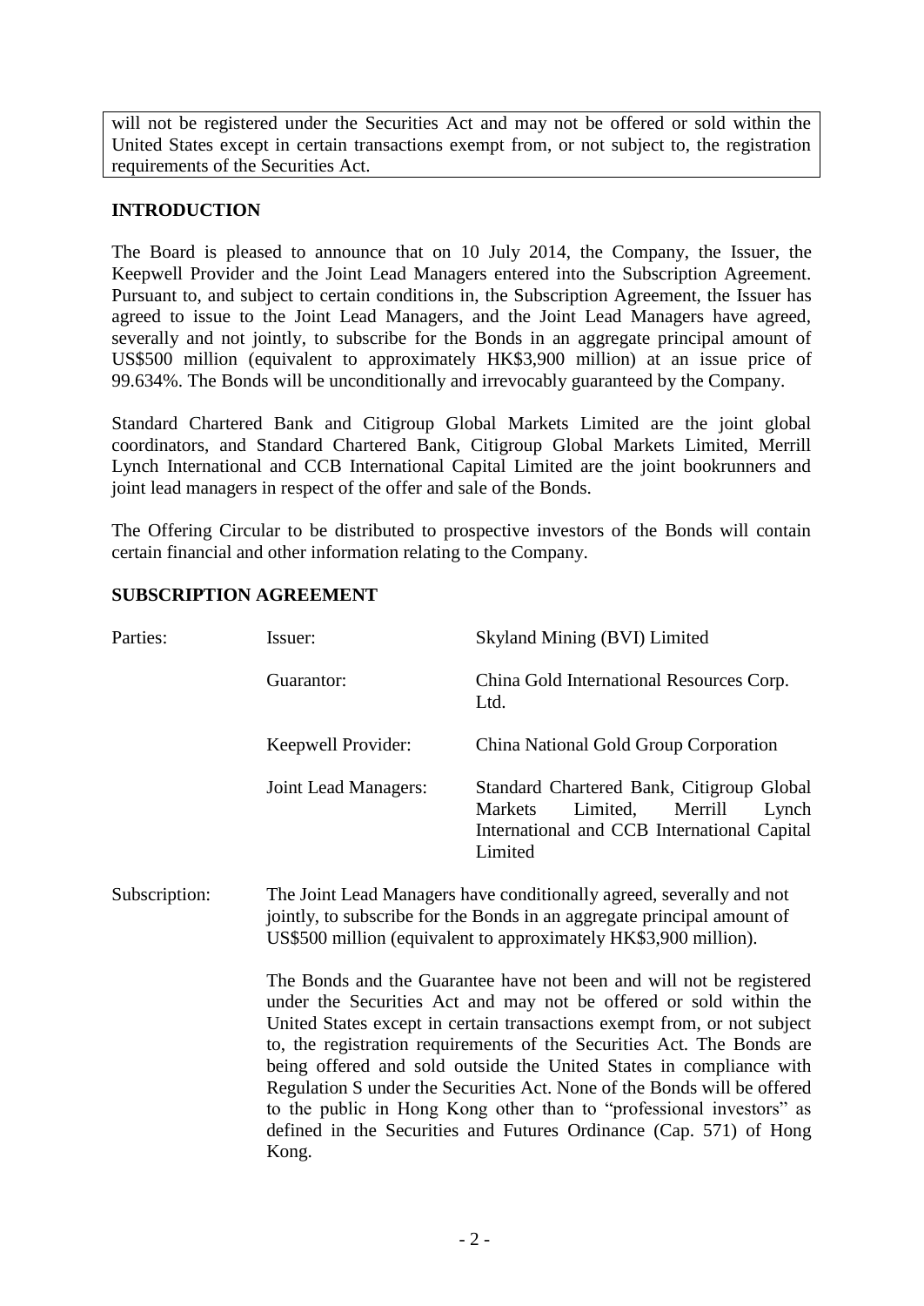will not be registered under the Securities Act and may not be offered or sold within the United States except in certain transactions exempt from, or not subject to, the registration requirements of the Securities Act.

## INTRODUCTION

The Board is pleased to announce that on 10 July 2014, the Company, the Issuer, the Keepwell Provider and the Joint Lead Managers entered into the Subscription Agreement. Pursuant to, and subject to certain conditions in, the Subscription Agreement, the Issuer has agreed to issue to the Joint Lead Managers, and the Joint Lead Managers have agreed, severally and not jointly, to subscribe for the Bonds in an aggregate principal amount of US$500 million (equivalent to approximately HK$3,900 million) at an issue price of 99.634%. The Bonds will be unconditionally and irrevocably guaranteed by the Company.

Standard Chartered Bank and Citigroup Global Markets Limited are the joint global coordinators, and Standard Chartered Bank, Citigroup Global Markets Limited, Merrill Lynch International and CCB International Capital Limited are the joint bookrunners and joint lead managers in respect of the offer and sale of the Bonds.

The Offering Circular to be distributed to prospective investors of the Bonds will contain certain financial and other information relating to the Company.

## SUBSCRIPTION AGREEMENT

| | | |
|---|---|---|
| Parties: | Issuer: | Skyland Mining (BVI) Limited |
| | Guarantor: | China Gold International Resources Corp. Ltd. |
| | Keepwell Provider: | China National Gold Group Corporation |
| | Joint Lead Managers: | Standard Chartered Bank, Citigroup Global Markets Limited, Merrill Lynch International and CCB International Capital Limited |

Subscription: The Joint Lead Managers have conditionally agreed, severally and not jointly, to subscribe for the Bonds in an aggregate principal amount of US$500 million (equivalent to approximately HK$3,900 million).

The Bonds and the Guarantee have not been and will not be registered under the Securities Act and may not be offered or sold within the United States except in certain transactions exempt from, or not subject to, the registration requirements of the Securities Act. The Bonds are being offered and sold outside the United States in compliance with Regulation S under the Securities Act. None of the Bonds will be offered to the public in Hong Kong other than to "professional investors" as defined in the Securities and Futures Ordinance (Cap. 571) of Hong Kong.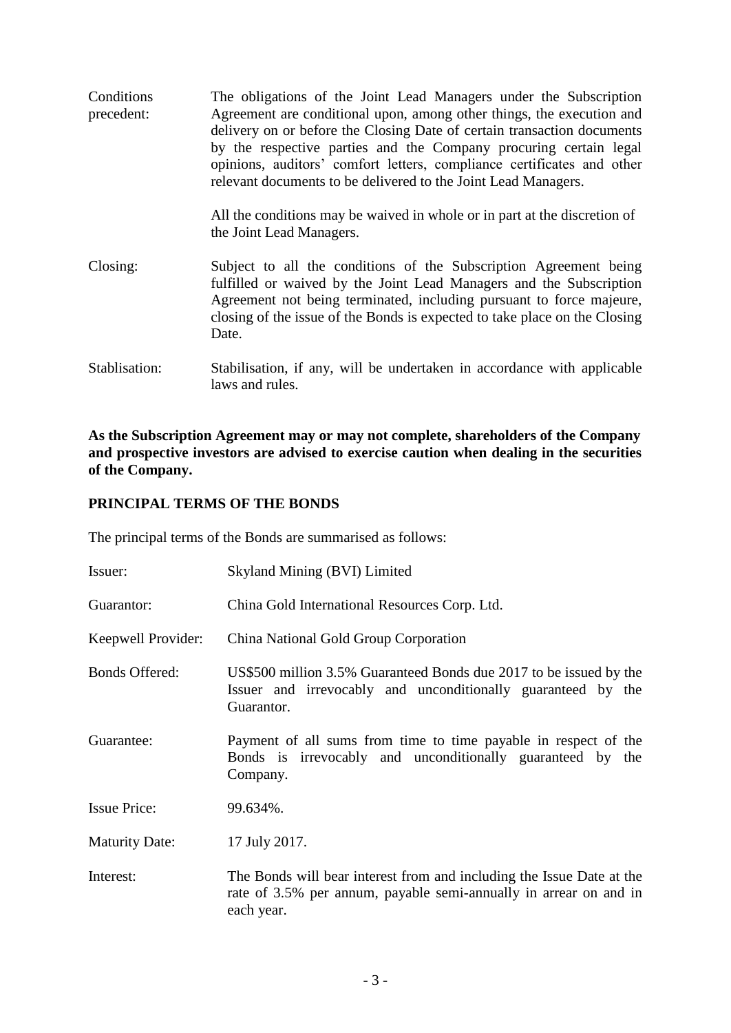| | |
|---|---|
| Conditions precedent: | The obligations of the Joint Lead Managers under the Subscription Agreement are conditional upon, among other things, the execution and delivery on or before the Closing Date of certain transaction documents by the respective parties and the Company procuring certain legal opinions, auditors' comfort letters, compliance certificates and other relevant documents to be delivered to the Joint Lead Managers.<br><br>All the conditions may be waived in whole or in part at the discretion of the Joint Lead Managers. |
| Closing: | Subject to all the conditions of the Subscription Agreement being fulfilled or waived by the Joint Lead Managers and the Subscription Agreement not being terminated, including pursuant to force majeure, closing of the issue of the Bonds is expected to take place on the Closing Date. |
| Stablisation: | Stabilisation, if any, will be undertaken in accordance with applicable laws and rules. |

**As the Subscription Agreement may or may not complete, shareholders of the Company and prospective investors are advised to exercise caution when dealing in the securities of the Company.**

## PRINCIPAL TERMS OF THE BONDS

The principal terms of the Bonds are summarised as follows:

| | |
|---|---|
| Issuer: | Skyland Mining (BVI) Limited |
| Guarantor: | China Gold International Resources Corp. Ltd. |
| Keepwell Provider: | China National Gold Group Corporation |
| Bonds Offered: | US$500 million 3.5% Guaranteed Bonds due 2017 to be issued by the Issuer and irrevocably and unconditionally guaranteed by the Guarantor. |
| Guarantee: | Payment of all sums from time to time payable in respect of the Bonds is irrevocably and unconditionally guaranteed by the Company. |
| Issue Price: | 99.634%. |
| Maturity Date: | 17 July 2017. |
| Interest: | The Bonds will bear interest from and including the Issue Date at the rate of 3.5% per annum, payable semi-annually in arrear on and in each year. |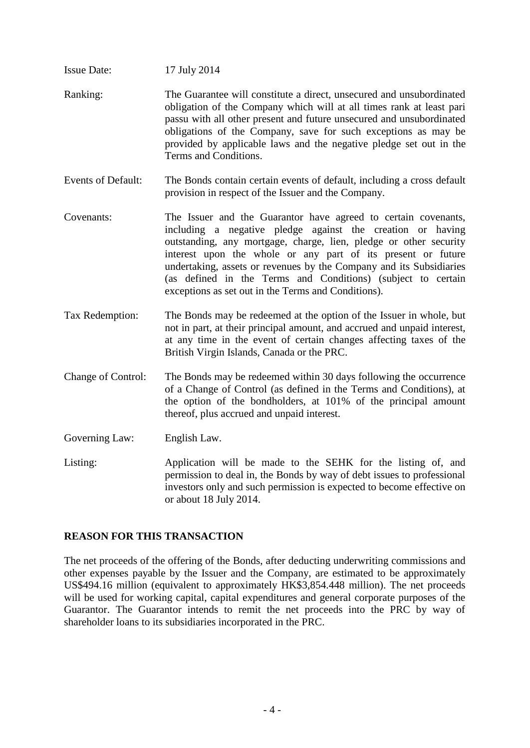| | |
|---|---|
| Issue Date: | 17 July 2014 |
| Ranking: | The Guarantee will constitute a direct, unsecured and unsubordinated obligation of the Company which will at all times rank at least pari passu with all other present and future unsecured and unsubordinated obligations of the Company, save for such exceptions as may be provided by applicable laws and the negative pledge set out in the Terms and Conditions. |
| Events of Default: | The Bonds contain certain events of default, including a cross default provision in respect of the Issuer and the Company. |
| Covenants: | The Issuer and the Guarantor have agreed to certain covenants, including a negative pledge against the creation or having outstanding, any mortgage, charge, lien, pledge or other security interest upon the whole or any part of its present or future undertaking, assets or revenues by the Company and its Subsidiaries (as defined in the Terms and Conditions) (subject to certain exceptions as set out in the Terms and Conditions). |
| Tax Redemption: | The Bonds may be redeemed at the option of the Issuer in whole, but not in part, at their principal amount, and accrued and unpaid interest, at any time in the event of certain changes affecting taxes of the British Virgin Islands, Canada or the PRC. |
| Change of Control: | The Bonds may be redeemed within 30 days following the occurrence of a Change of Control (as defined in the Terms and Conditions), at the option of the bondholders, at 101% of the principal amount thereof, plus accrued and unpaid interest. |
| Governing Law: | English Law. |
| Listing: | Application will be made to the SEHK for the listing of, and permission to deal in, the Bonds by way of debt issues to professional investors only and such permission is expected to become effective on or about 18 July 2014. |

## REASON FOR THIS TRANSACTION

The net proceeds of the offering of the Bonds, after deducting underwriting commissions and other expenses payable by the Issuer and the Company, are estimated to be approximately US$494.16 million (equivalent to approximately HK$3,854.448 million). The net proceeds will be used for working capital, capital expenditures and general corporate purposes of the Guarantor. The Guarantor intends to remit the net proceeds into the PRC by way of shareholder loans to its subsidiaries incorporated in the PRC.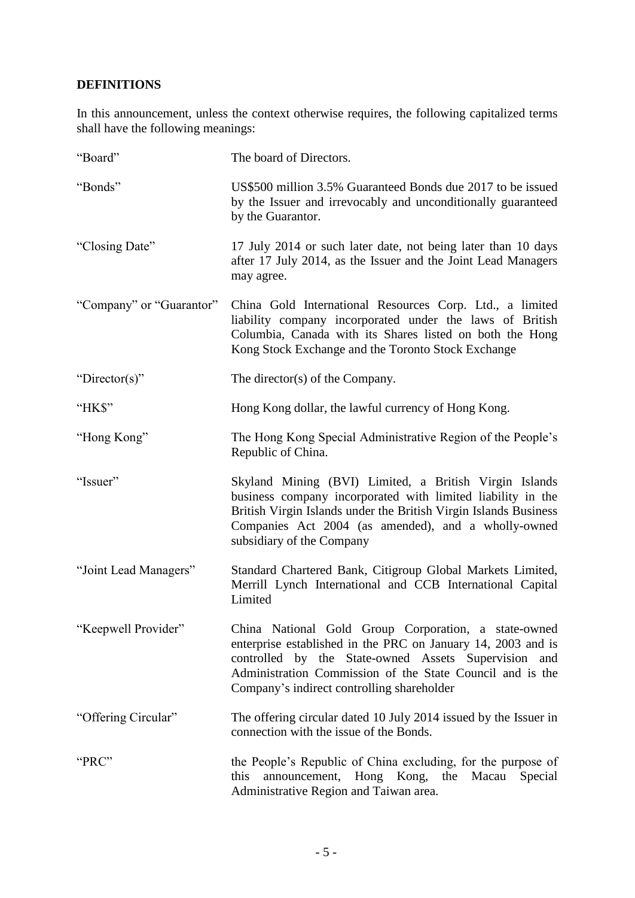## DEFINITIONS

In this announcement, unless the context otherwise requires, the following capitalized terms shall have the following meanings:

| | |
|---|---|
| "Board" | The board of Directors. |
| "Bonds" | US$500 million 3.5% Guaranteed Bonds due 2017 to be issued by the Issuer and irrevocably and unconditionally guaranteed by the Guarantor. |
| "Closing Date" | 17 July 2014 or such later date, not being later than 10 days after 17 July 2014, as the Issuer and the Joint Lead Managers may agree. |
| "Company" or "Guarantor" | China Gold International Resources Corp. Ltd., a limited liability company incorporated under the laws of British Columbia, Canada with its Shares listed on both the Hong Kong Stock Exchange and the Toronto Stock Exchange |
| "Director(s)" | The director(s) of the Company. |
| "HK$" | Hong Kong dollar, the lawful currency of Hong Kong. |
| "Hong Kong" | The Hong Kong Special Administrative Region of the People's Republic of China. |
| "Issuer" | Skyland Mining (BVI) Limited, a British Virgin Islands business company incorporated with limited liability in the British Virgin Islands under the British Virgin Islands Business Companies Act 2004 (as amended), and a wholly-owned subsidiary of the Company |
| "Joint Lead Managers" | Standard Chartered Bank, Citigroup Global Markets Limited, Merrill Lynch International and CCB International Capital Limited |
| "Keepwell Provider" | China National Gold Group Corporation, a state-owned enterprise established in the PRC on January 14, 2003 and is controlled by the State-owned Assets Supervision and Administration Commission of the State Council and is the Company's indirect controlling shareholder |
| "Offering Circular" | The offering circular dated 10 July 2014 issued by the Issuer in connection with the issue of the Bonds. |
| "PRC" | the People's Republic of China excluding, for the purpose of this announcement, Hong Kong, the Macau Special Administrative Region and Taiwan area. |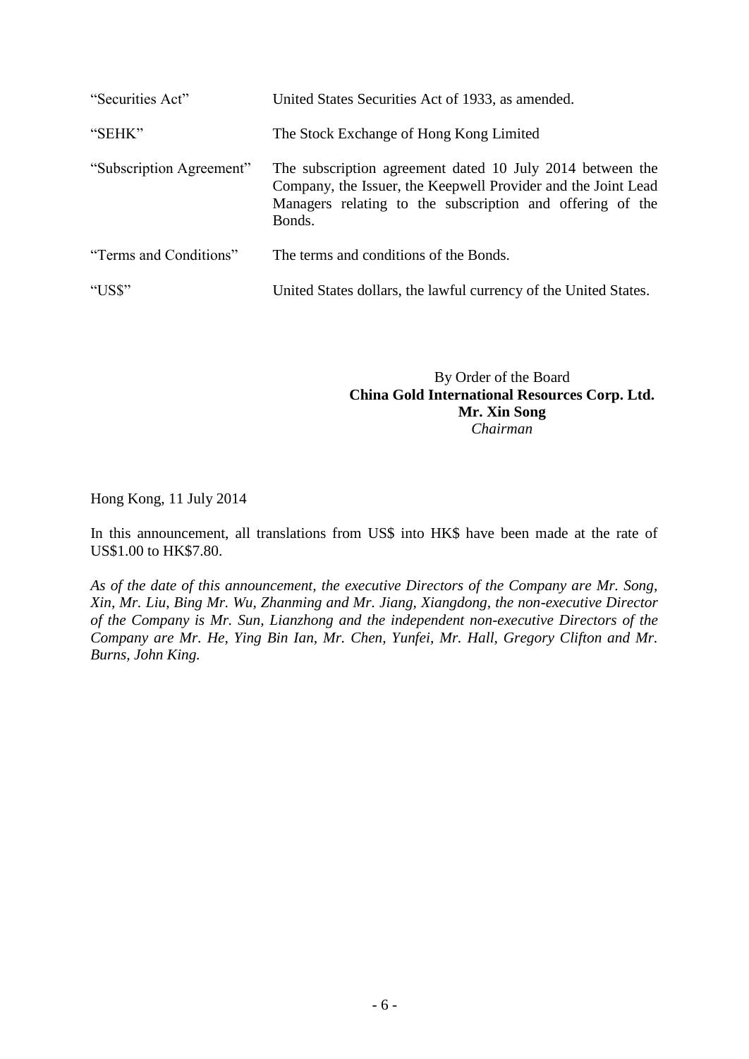| | |
|---|---|
| "Securities Act" | United States Securities Act of 1933, as amended. |
| "SEHK" | The Stock Exchange of Hong Kong Limited |
| "Subscription Agreement" | The subscription agreement dated 10 July 2014 between the Company, the Issuer, the Keepwell Provider and the Joint Lead Managers relating to the subscription and offering of the Bonds. |
| "Terms and Conditions" | The terms and conditions of the Bonds. |
| "US$" | United States dollars, the lawful currency of the United States. |

By Order of the Board
**China Gold International Resources Corp. Ltd.**
**Mr. Xin Song**
*Chairman*

Hong Kong, 11 July 2014

In this announcement, all translations from US$ into HK$ have been made at the rate of US$1.00 to HK$7.80.

*As of the date of this announcement, the executive Directors of the Company are Mr. Song, Xin, Mr. Liu, Bing Mr. Wu, Zhanming and Mr. Jiang, Xiangdong, the non-executive Director of the Company is Mr. Sun, Lianzhong and the independent non-executive Directors of the Company are Mr. He, Ying Bin Ian, Mr. Chen, Yunfei, Mr. Hall, Gregory Clifton and Mr. Burns, John King.*